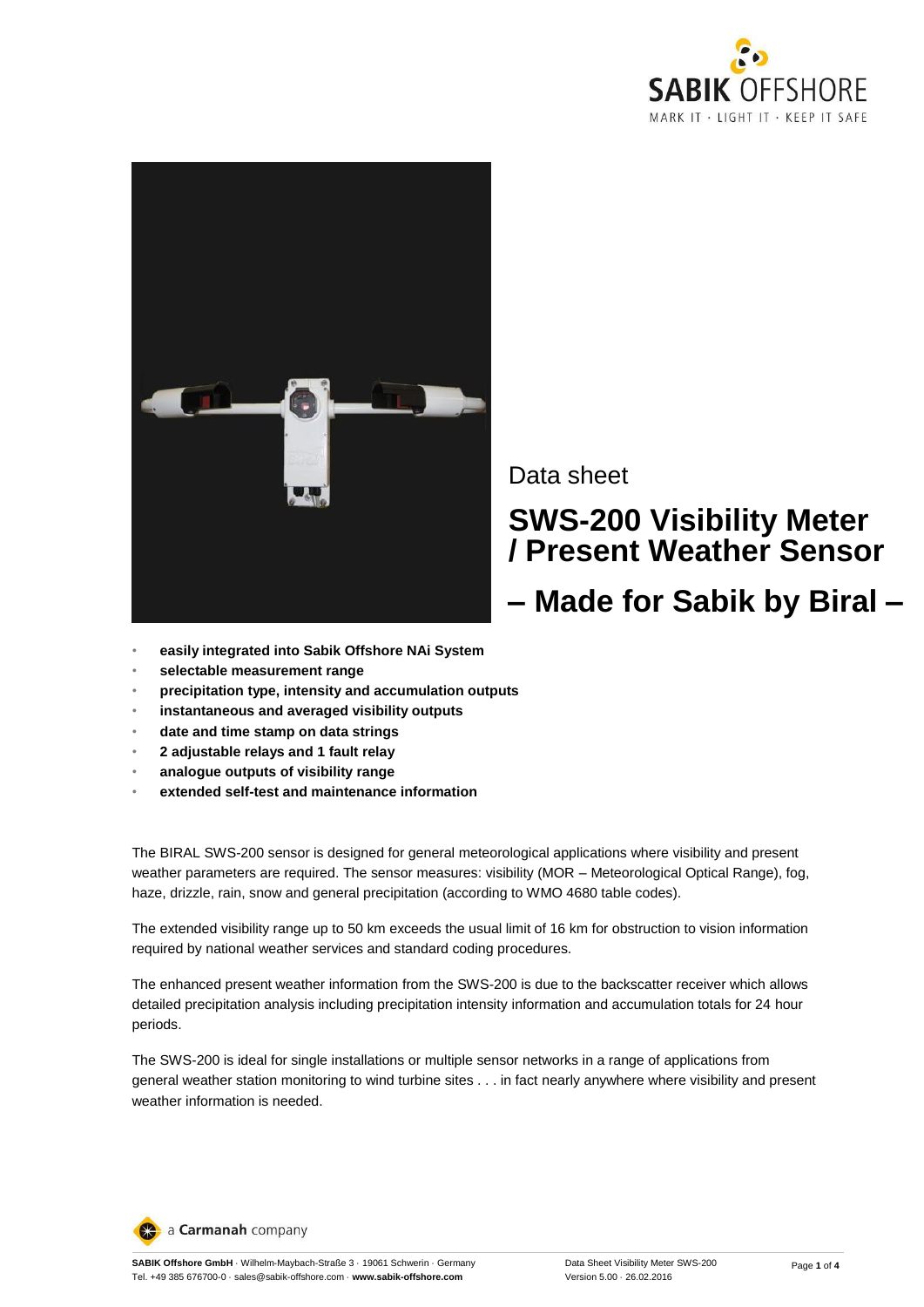Data sheet

# SWS-200 Visibility Meter / Present Weather Sensor

# – Made for Sabik by Biral –

- **easily integrated into Sabik Offshore NAi System**
- **selectable measurement range**
- **precipitation type, intensity and accumulation outputs**
- **instantaneous and averaged visibility outputs**
- **date and time stamp on data strings**
- **2 adjustable relays and 1 fault relay**
- **analogue outputs of visibility range**
- **extended self-test and maintenance information**

The BIRAL SWS-200 sensor is designed for general meteorological applications where visibility and present weather parameters are required. The sensor measures: visibility (MOR – Meteorological Optical Range), fog, haze, drizzle, rain, snow and general precipitation (according to WMO 4680 table codes).

The extended visibility range up to 50 km exceeds the usual limit of 16 km for obstruction to vision information required by national weather services and standard coding procedures.

The enhanced present weather information from the SWS-200 is due to the backscatter receiver which allows detailed precipitation analysis including precipitation intensity information and accumulation totals for 24 hour periods.

The SWS-200 is ideal for single installations or multiple sensor networks in a range of applications from general weather station monitoring to wind turbine sites . . . in fact nearly anywhere where visibility and present weather information is needed.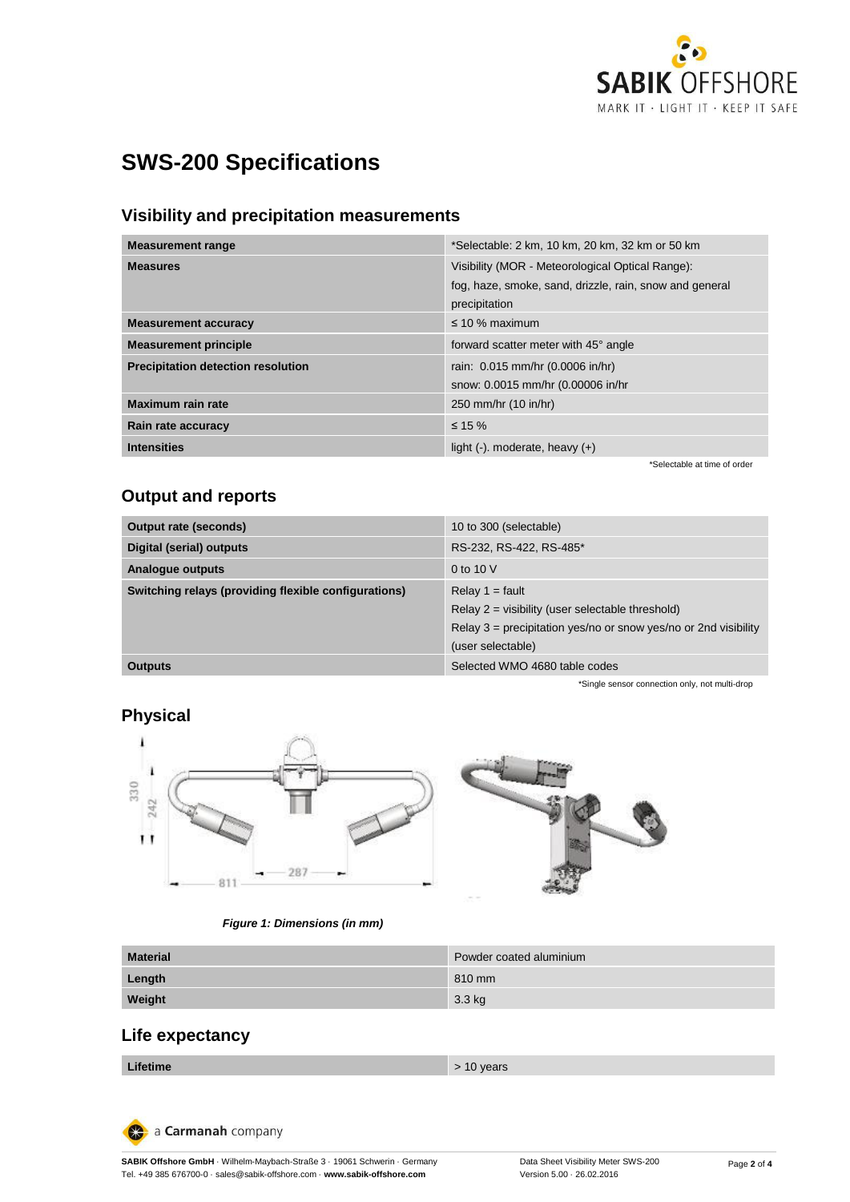# SWS-200 Specifications

## Visibility and precipitation measurements

| | |
|---|---|
| **Measurement range** | *Selectable: 2 km, 10 km, 20 km, 32 km or 50 km |
| **Measures** | Visibility (MOR - Meteorological Optical Range): fog, haze, smoke, sand, drizzle, rain, snow and general precipitation |
| **Measurement accuracy** | ≤ 10 % maximum |
| **Measurement principle** | forward scatter meter with 45° angle |
| **Precipitation detection resolution** | rain: 0.015 mm/hr (0.0006 in/hr)<br>snow: 0.0015 mm/hr (0.00006 in/hr |
| **Maximum rain rate** | 250 mm/hr (10 in/hr) |
| **Rain rate accuracy** | ≤ 15 % |
| **Intensities** | light (-). moderate, heavy (+) |

*Selectable at time of order

## Output and reports

| | |
|---|---|
| **Output rate (seconds)** | 10 to 300 (selectable) |
| **Digital (serial) outputs** | RS-232, RS-422, RS-485* |
| **Analogue outputs** | 0 to 10 V |
| **Switching relays (providing flexible configurations)** | Relay 1 = fault<br>Relay 2 = visibility (user selectable threshold)<br>Relay 3 = precipitation yes/no or snow yes/no or 2nd visibility (user selectable) |
| **Outputs** | Selected WMO 4680 table codes |

*Single sensor connection only, not multi-drop

## Physical

*Figure 1: Dimensions (in mm)*

| | |
|---|---|
| **Material** | Powder coated aluminium |
| **Length** | 810 mm |
| **Weight** | 3.3 kg |

## Life expectancy

| | |
|---|---|
| **Lifetime** | > 10 years |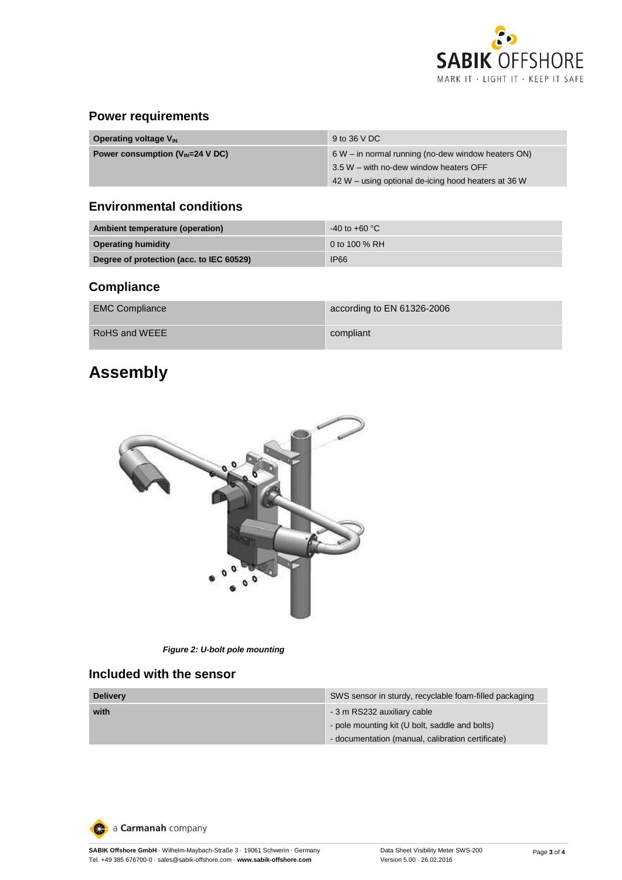## Power requirements

| Operating voltage $V_{IN}$ | 9 to 36 V DC |
|---|---|
| Power consumption ($V_{IN}$=24 V DC) | 6 W – in normal running (no-dew window heaters ON)<br>3.5 W – with no-dew window heaters OFF<br>42 W – using optional de-icing hood heaters at 36 W |

## Environmental conditions

| Ambient temperature (operation) | -40 to +60 °C |
|---|---|
| Operating humidity | 0 to 100 % RH |
| Degree of protection (acc. to IEC 60529) | IP66 |

## Compliance

| EMC Compliance | according to EN 61326-2006 |
|---|---|
| RoHS and WEEE | compliant |

# Assembly

*Figure 2: U-bolt pole mounting*

## Included with the sensor

| Delivery | SWS sensor in sturdy, recyclable foam-filled packaging |
|---|---|
| with | - 3 m RS232 auxiliary cable<br>- pole mounting kit (U bolt, saddle and bolts)<br>- documentation (manual, calibration certificate) |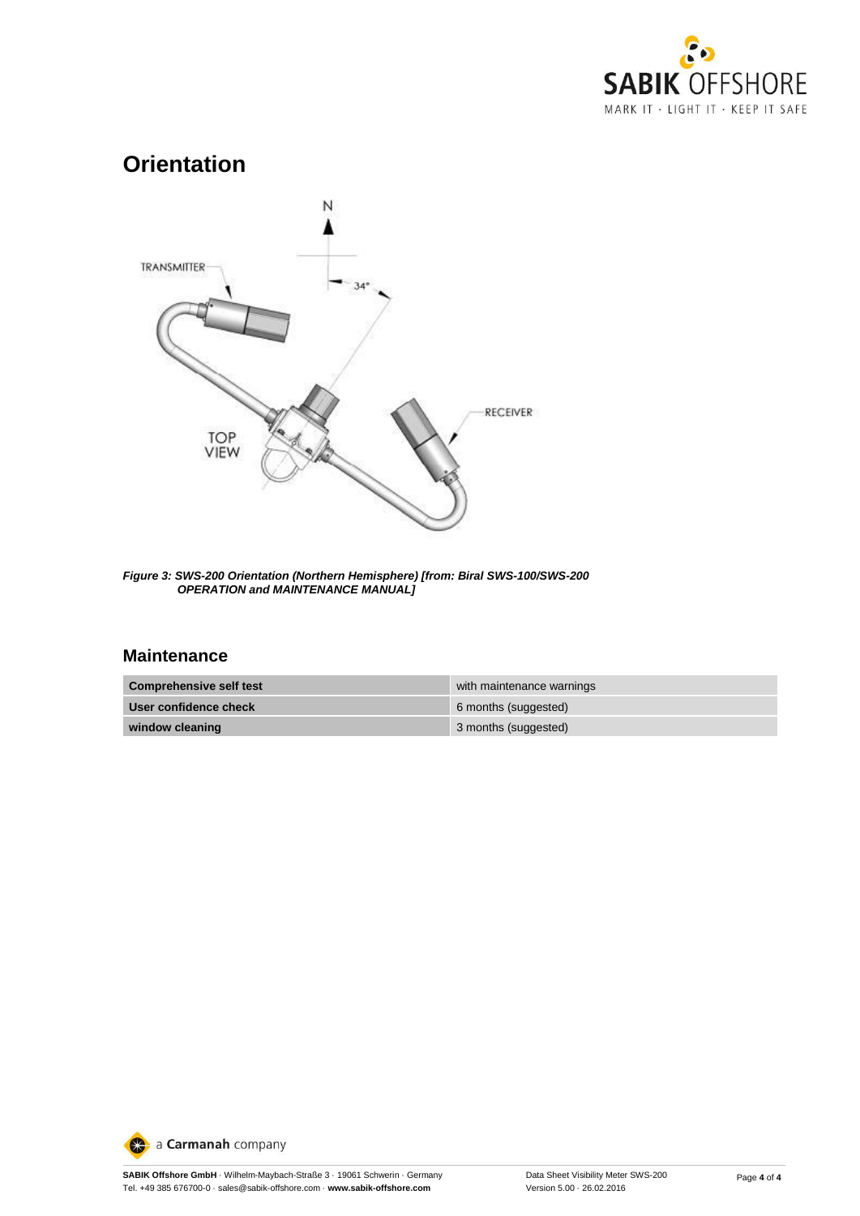## Orientation

N

34°

TRANSMITTER

RECEIVER

TOP VIEW

***Figure 3: SWS-200 Orientation (Northern Hemisphere) [from: Biral SWS-100/SWS-200 OPERATION and MAINTENANCE MANUAL]***

### Maintenance

| | |
|---|---|
| **Comprehensive self test** | with maintenance warnings |
| **User confidence check** | 6 months (suggested) |
| **window cleaning** | 3 months (suggested) |